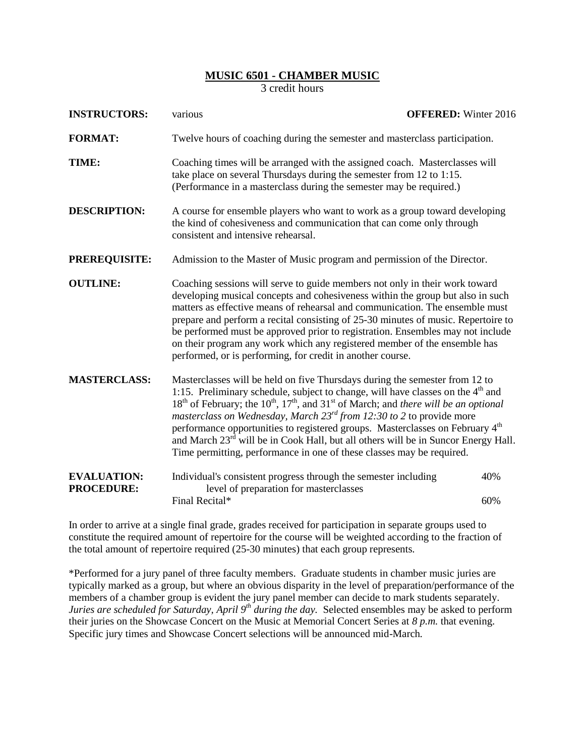# MUSIC 6501 - CHAMBER MUSIC

3 credit hours

**INSTRUCTORS:** various **OFFERED:** Winter 2016

**FORMAT:** Twelve hours of coaching during the semester and masterclass participation.

**TIME:** Coaching times will be arranged with the assigned coach. Masterclasses will take place on several Thursdays during the semester from 12 to 1:15. (Performance in a masterclass during the semester may be required.)

**DESCRIPTION:** A course for ensemble players who want to work as a group toward developing the kind of cohesiveness and communication that can come only through consistent and intensive rehearsal.

**PREREQUISITE:** Admission to the Master of Music program and permission of the Director.

**OUTLINE:** Coaching sessions will serve to guide members not only in their work toward developing musical concepts and cohesiveness within the group but also in such matters as effective means of rehearsal and communication. The ensemble must prepare and perform a recital consisting of 25-30 minutes of music. Repertoire to be performed must be approved prior to registration. Ensembles may not include on their program any work which any registered member of the ensemble has performed, or is performing, for credit in another course.

**MASTERCLASS:** Masterclasses will be held on five Thursdays during the semester from 12 to 1:15. Preliminary schedule, subject to change, will have classes on the 4th and 18th of February; the 10th, 17th, and 31st of March; and *there will be an optional masterclass on Wednesday, March 23rd from 12:30 to 2* to provide more performance opportunities to registered groups. Masterclasses on February 4th and March 23rd will be in Cook Hall, but all others will be in Suncor Energy Hall. Time permitting, performance in one of these classes may be required.

**EVALUATION: PROCEDURE:**

| | |
|---|---|
| Individual's consistent progress through the semester including level of preparation for masterclasses | 40% |
| Final Recital* | 60% |

In order to arrive at a single final grade, grades received for participation in separate groups used to constitute the required amount of repertoire for the course will be weighted according to the fraction of the total amount of repertoire required (25-30 minutes) that each group represents.

*Performed for a jury panel of three faculty members. Graduate students in chamber music juries are typically marked as a group, but where an obvious disparity in the level of preparation/performance of the members of a chamber group is evident the jury panel member can decide to mark students separately. *Juries are scheduled for Saturday, April 9th during the day.* Selected ensembles may be asked to perform their juries on the Showcase Concert on the Music at Memorial Concert Series at *8 p.m.* that evening. Specific jury times and Showcase Concert selections will be announced mid-March.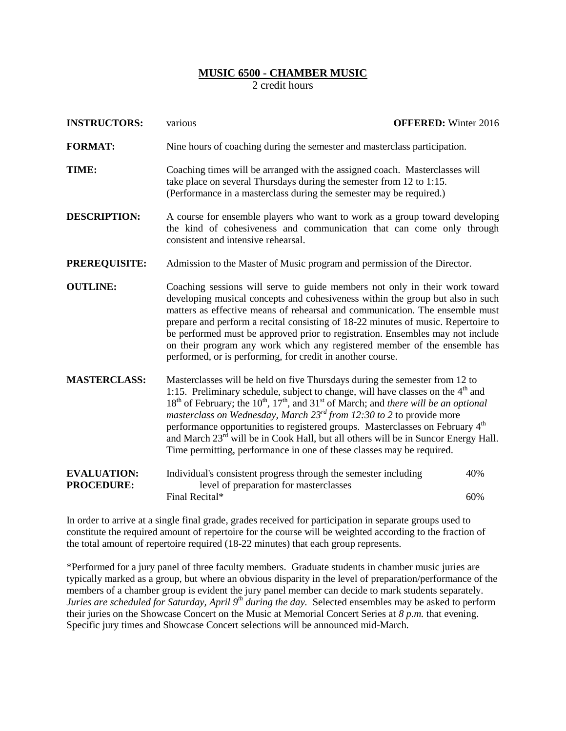# MUSIC 6500 - CHAMBER MUSIC

2 credit hours

**INSTRUCTORS:** various **OFFERED:** Winter 2016

**FORMAT:** Nine hours of coaching during the semester and masterclass participation.

**TIME:** Coaching times will be arranged with the assigned coach. Masterclasses will take place on several Thursdays during the semester from 12 to 1:15. (Performance in a masterclass during the semester may be required.)

**DESCRIPTION:** A course for ensemble players who want to work as a group toward developing the kind of cohesiveness and communication that can come only through consistent and intensive rehearsal.

**PREREQUISITE:** Admission to the Master of Music program and permission of the Director.

**OUTLINE:** Coaching sessions will serve to guide members not only in their work toward developing musical concepts and cohesiveness within the group but also in such matters as effective means of rehearsal and communication. The ensemble must prepare and perform a recital consisting of 18-22 minutes of music. Repertoire to be performed must be approved prior to registration. Ensembles may not include on their program any work which any registered member of the ensemble has performed, or is performing, for credit in another course.

**MASTERCLASS:** Masterclasses will be held on five Thursdays during the semester from 12 to 1:15. Preliminary schedule, subject to change, will have classes on the 4th and 18th of February; the 10th, 17th, and 31st of March; and *there will be an optional masterclass on Wednesday, March 23rd from 12:30 to 2* to provide more performance opportunities to registered groups. Masterclasses on February 4th and March 23rd will be in Cook Hall, but all others will be in Suncor Energy Hall. Time permitting, performance in one of these classes may be required.

**EVALUATION PROCEDURE:**

| | |
|---|---|
| Individual's consistent progress through the semester including level of preparation for masterclasses | 40% |
| Final Recital* | 60% |

In order to arrive at a single final grade, grades received for participation in separate groups used to constitute the required amount of repertoire for the course will be weighted according to the fraction of the total amount of repertoire required (18-22 minutes) that each group represents.

*Performed for a jury panel of three faculty members. Graduate students in chamber music juries are typically marked as a group, but where an obvious disparity in the level of preparation/performance of the members of a chamber group is evident the jury panel member can decide to mark students separately. *Juries are scheduled for Saturday, April 9th during the day.* Selected ensembles may be asked to perform their juries on the Showcase Concert on the Music at Memorial Concert Series at *8 p.m.* that evening. Specific jury times and Showcase Concert selections will be announced mid-March.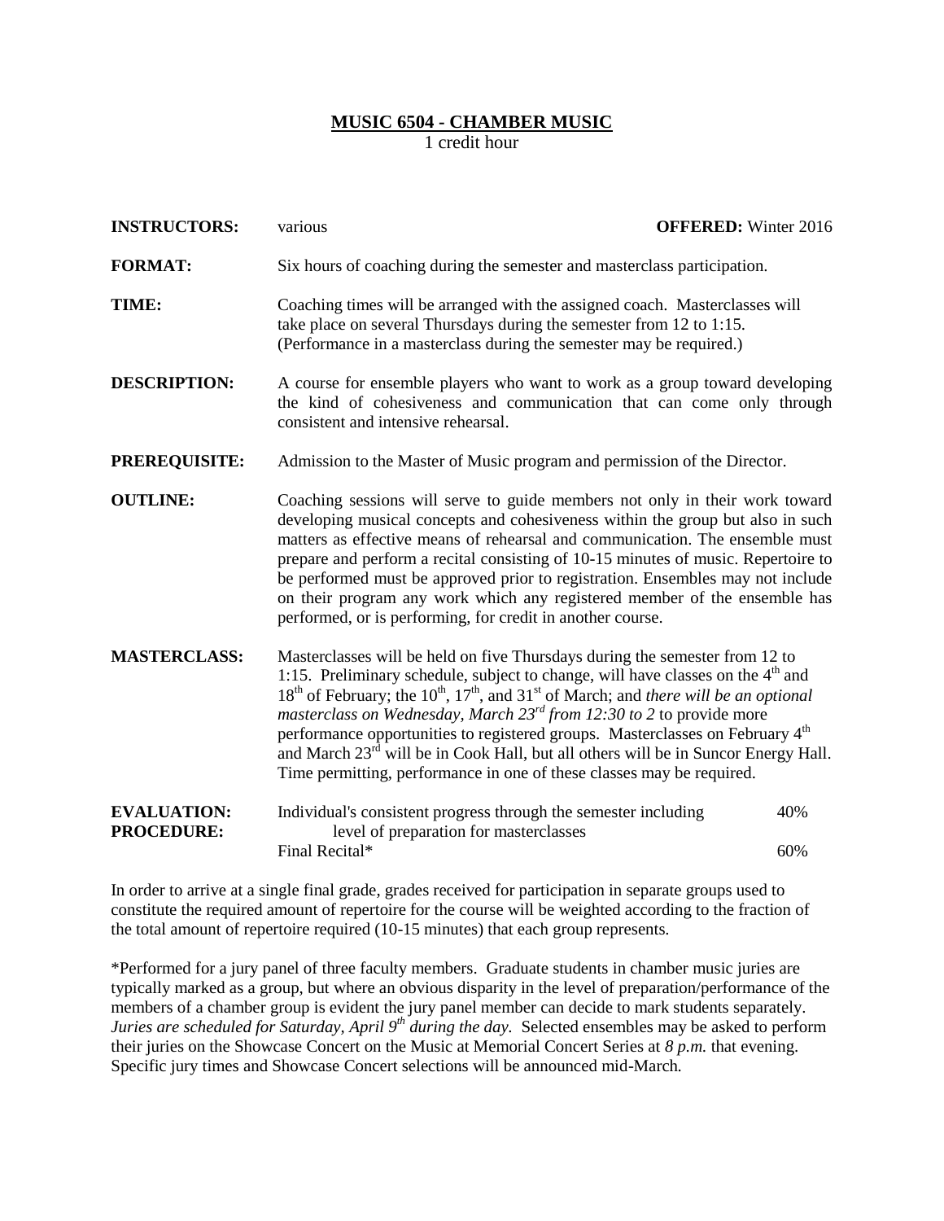# MUSIC 6504 - CHAMBER MUSIC

1 credit hour

**INSTRUCTORS:** various **OFFERED:** Winter 2016

**FORMAT:** Six hours of coaching during the semester and masterclass participation.

**TIME:** Coaching times will be arranged with the assigned coach. Masterclasses will take place on several Thursdays during the semester from 12 to 1:15. (Performance in a masterclass during the semester may be required.)

**DESCRIPTION:** A course for ensemble players who want to work as a group toward developing the kind of cohesiveness and communication that can come only through consistent and intensive rehearsal.

**PREREQUISITE:** Admission to the Master of Music program and permission of the Director.

**OUTLINE:** Coaching sessions will serve to guide members not only in their work toward developing musical concepts and cohesiveness within the group but also in such matters as effective means of rehearsal and communication. The ensemble must prepare and perform a recital consisting of 10-15 minutes of music. Repertoire to be performed must be approved prior to registration. Ensembles may not include on their program any work which any registered member of the ensemble has performed, or is performing, for credit in another course.

**MASTERCLASS:** Masterclasses will be held on five Thursdays during the semester from 12 to 1:15. Preliminary schedule, subject to change, will have classes on the 4th and 18th of February; the 10th, 17th, and 31st of March; and *there will be an optional masterclass on Wednesday, March 23rd from 12:30 to 2* to provide more performance opportunities to registered groups. Masterclasses on February 4th and March 23rd will be in Cook Hall, but all others will be in Suncor Energy Hall. Time permitting, performance in one of these classes may be required.

| | | |
|---|---|---|
| **EVALUATION: PROCEDURE:** | Individual's consistent progress through the semester including level of preparation for masterclasses | 40% |
| | Final Recital* | 60% |

In order to arrive at a single final grade, grades received for participation in separate groups used to constitute the required amount of repertoire for the course will be weighted according to the fraction of the total amount of repertoire required (10-15 minutes) that each group represents.

*Performed for a jury panel of three faculty members. Graduate students in chamber music juries are typically marked as a group, but where an obvious disparity in the level of preparation/performance of the members of a chamber group is evident the jury panel member can decide to mark students separately. *Juries are scheduled for Saturday, April 9th during the day.* Selected ensembles may be asked to perform their juries on the Showcase Concert on the Music at Memorial Concert Series at *8 p.m.* that evening. Specific jury times and Showcase Concert selections will be announced mid-March.